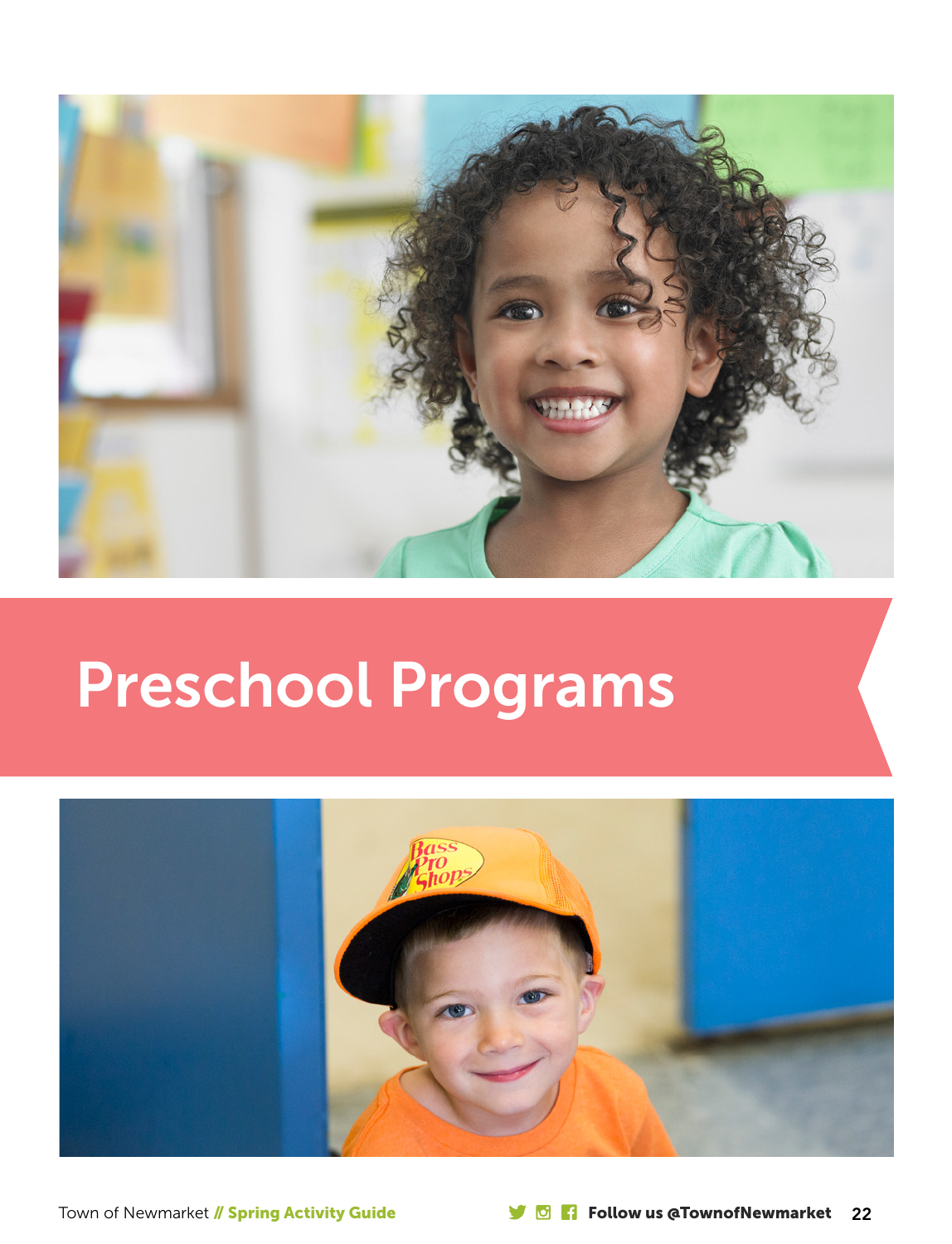# Preschool Programs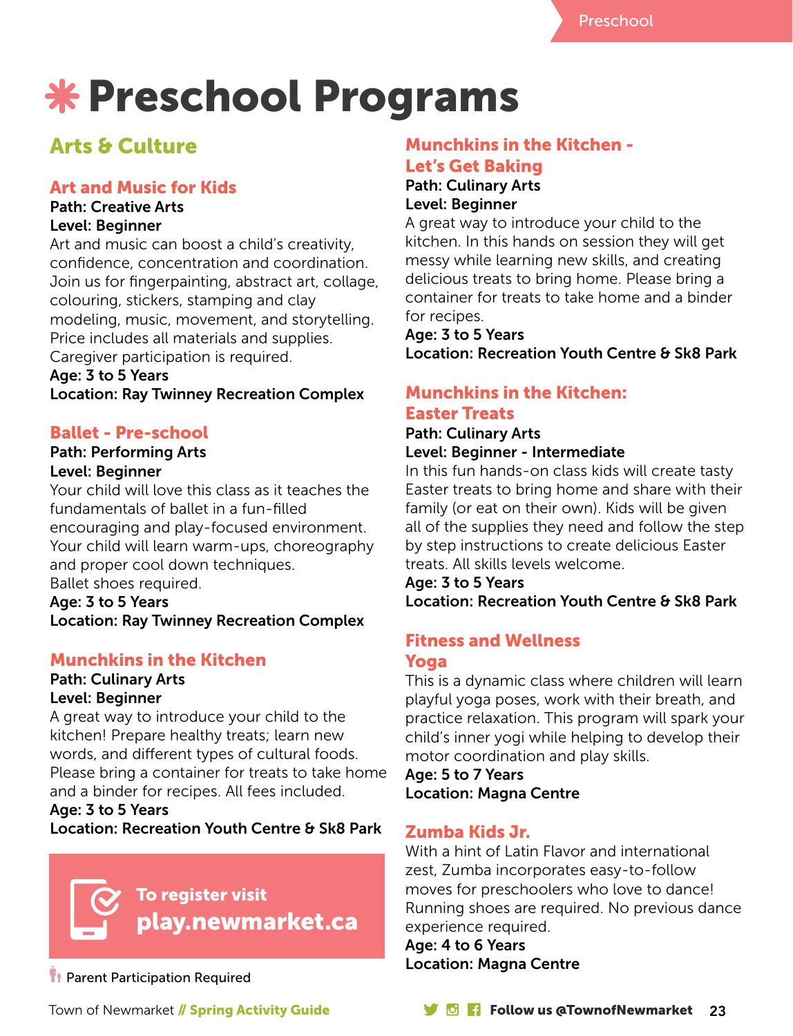# Preschool Programs

## Arts & Culture

### Art and Music for Kids

**Path: Creative Arts**
**Level: Beginner**
Art and music can boost a child's creativity, confidence, concentration and coordination. Join us for fingerpainting, abstract art, collage, colouring, stickers, stamping and clay modeling, music, movement, and storytelling. Price includes all materials and supplies. Caregiver participation is required.
**Age: 3 to 5 Years**
**Location: Ray Twinney Recreation Complex**

### Ballet - Pre-school

**Path: Performing Arts**
**Level: Beginner**
Your child will love this class as it teaches the fundamentals of ballet in a fun-filled encouraging and play-focused environment. Your child will learn warm-ups, choreography and proper cool down techniques. Ballet shoes required.
**Age: 3 to 5 Years**
**Location: Ray Twinney Recreation Complex**

### Munchkins in the Kitchen

**Path: Culinary Arts**
**Level: Beginner**
A great way to introduce your child to the kitchen! Prepare healthy treats; learn new words, and different types of cultural foods. Please bring a container for treats to take home and a binder for recipes. All fees included.
**Age: 3 to 5 Years**
**Location: Recreation Youth Centre & Sk8 Park**

**To register visit play.newmarket.ca**

Parent Participation Required

### Munchkins in the Kitchen - Let's Get Baking

**Path: Culinary Arts**
**Level: Beginner**
A great way to introduce your child to the kitchen. In this hands on session they will get messy while learning new skills, and creating delicious treats to bring home. Please bring a container for treats to take home and a binder for recipes.
**Age: 3 to 5 Years**
**Location: Recreation Youth Centre & Sk8 Park**

### Munchkins in the Kitchen: Easter Treats

**Path: Culinary Arts**
**Level: Beginner - Intermediate**
In this fun hands-on class kids will create tasty Easter treats to bring home and share with their family (or eat on their own). Kids will be given all of the supplies they need and follow the step by step instructions to create delicious Easter treats. All skills levels welcome.
**Age: 3 to 5 Years**
**Location: Recreation Youth Centre & Sk8 Park**

## Fitness and Wellness

### Yoga

This is a dynamic class where children will learn playful yoga poses, work with their breath, and practice relaxation. This program will spark your child's inner yogi while helping to develop their motor coordination and play skills.
**Age: 5 to 7 Years**
**Location: Magna Centre**

### Zumba Kids Jr.

With a hint of Latin Flavor and international zest, Zumba incorporates easy-to-follow moves for preschoolers who love to dance! Running shoes are required. No previous dance experience required.
**Age: 4 to 6 Years**
**Location: Magna Centre**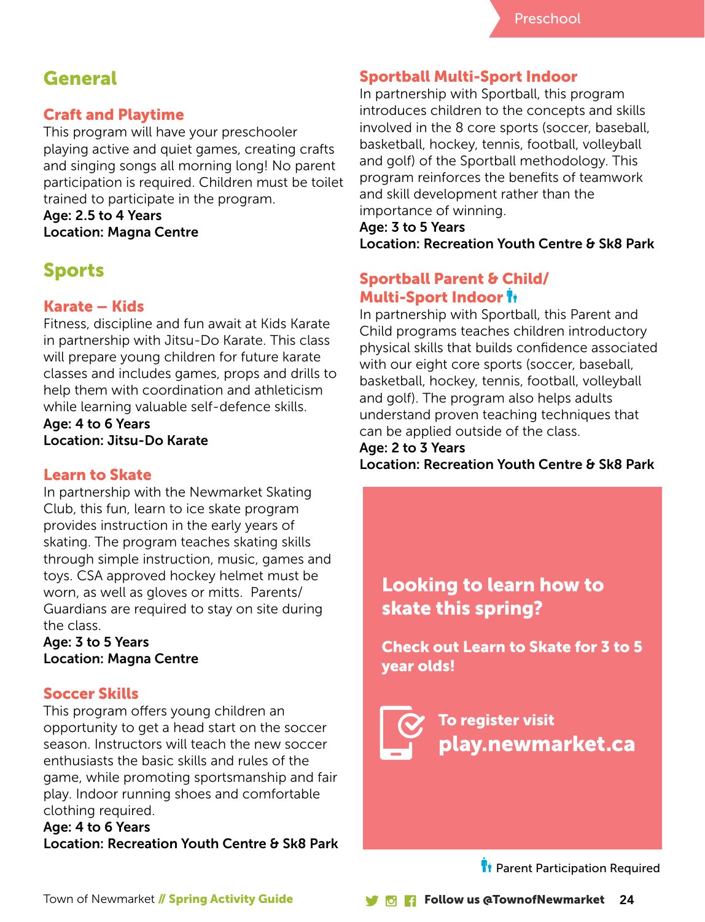## General

### Craft and Playtime

This program will have your preschooler playing active and quiet games, creating crafts and singing songs all morning long! No parent participation is required. Children must be toilet trained to participate in the program.

**Age: 2.5 to 4 Years**
**Location: Magna Centre**

## Sports

### Karate – Kids

Fitness, discipline and fun await at Kids Karate in partnership with Jitsu-Do Karate. This class will prepare young children for future karate classes and includes games, props and drills to help them with coordination and athleticism while learning valuable self-defence skills.

**Age: 4 to 6 Years**
**Location: Jitsu-Do Karate**

### Learn to Skate

In partnership with the Newmarket Skating Club, this fun, learn to ice skate program provides instruction in the early years of skating. The program teaches skating skills through simple instruction, music, games and toys. CSA approved hockey helmet must be worn, as well as gloves or mitts. Parents/ Guardians are required to stay on site during the class.

**Age: 3 to 5 Years**
**Location: Magna Centre**

### Soccer Skills

This program offers young children an opportunity to get a head start on the soccer season. Instructors will teach the new soccer enthusiasts the basic skills and rules of the game, while promoting sportsmanship and fair play. Indoor running shoes and comfortable clothing required.

**Age: 4 to 6 Years**
**Location: Recreation Youth Centre & Sk8 Park**

### Sportball Multi-Sport Indoor

In partnership with Sportball, this program introduces children to the concepts and skills involved in the 8 core sports (soccer, baseball, basketball, hockey, tennis, football, volleyball and golf) of the Sportball methodology. This program reinforces the benefits of teamwork and skill development rather than the importance of winning.

**Age: 3 to 5 Years**
**Location: Recreation Youth Centre & Sk8 Park**

### Sportball Parent & Child/ Multi-Sport Indoor

In partnership with Sportball, this Parent and Child programs teaches children introductory physical skills that builds confidence associated with our eight core sports (soccer, baseball, basketball, hockey, tennis, football, volleyball and golf). The program also helps adults understand proven teaching techniques that can be applied outside of the class.

**Age: 2 to 3 Years**
**Location: Recreation Youth Centre & Sk8 Park**

**Looking to learn how to skate this spring?**

**Check out Learn to Skate for 3 to 5 year olds!**

**To register visit play.newmarket.ca**

Parent Participation Required